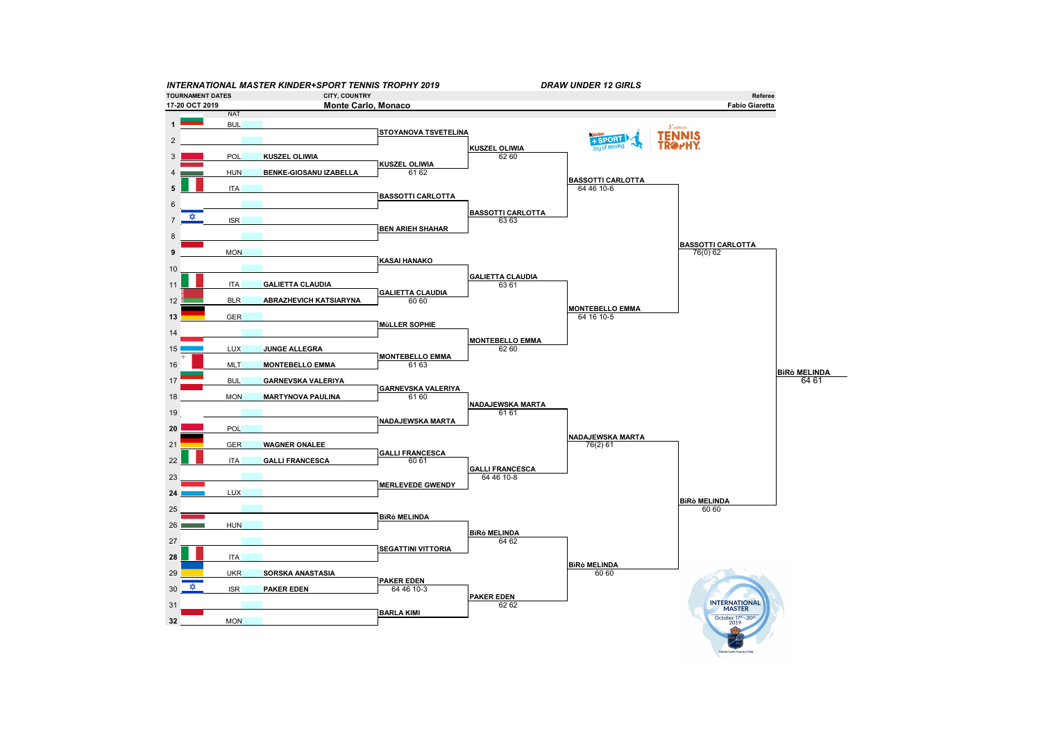***INTERNATIONAL MASTER KINDER+SPORT TENNIS TROPHY 2019*** ***DRAW UNDER 12 GIRLS***

| TOURNAMENT DATES | CITY, COUNTRY | Referee |
|---|---|---|
| **17-20 OCT 2019** | **Monte Carlo, Monaco** | **Fabio Giaretta** |

## First Round

| # | NAT | Player |
|---|---|---|
| **1** | BUL | |
| 2 | | |
| 3 | POL | KUSZEL OLIWIA |
| 4 | HUN | BENKE-GIOSANU IZABELLA |
| **5** | ITA | |
| 6 | | |
| 7 | ISR | |
| 8 | | |
| **9** | MON | |
| 10 | | |
| 11 | ITA | GALIETTA CLAUDIA |
| 12 | BLR | ABRAZHEVICH KATSIARYNA |
| **13** | GER | |
| 14 | | |
| 15 | LUX | JUNGE ALLEGRA |
| 16 | MLT | MONTEBELLO EMMA |
| 17 | BUL | GARNEVSKA VALERIYA |
| 18 | MON | MARTYNOVA PAULINA |
| 19 | | |
| **20** | POL | |
| 21 | GER | WAGNER ONALEE |
| 22 | ITA | GALLI FRANCESCA |
| 23 | | |
| **24** | LUX | |
| 25 | | |
| 26 | HUN | |
| 27 | | |
| **28** | ITA | |
| 29 | UKR | SORSKA ANASTASIA |
| 30 | ISR | PAKER EDEN |
| 31 | | |
| **32** | MON | |

## Second Round

| Player | Score |
|---|---|
| STOYANOVA TSVETELINA | |
| KUSZEL OLIWIA | 61 62 |
| BASSOTTI CARLOTTA | |
| BEN ARIEH SHAHAR | |
| KASAI HANAKO | |
| GALIETTA CLAUDIA | 60 60 |
| MùLLER SOPHIE | |
| MONTEBELLO EMMA | 61 63 |
| GARNEVSKA VALERIYA | 61 60 |
| NADAJEWSKA MARTA | |
| GALLI FRANCESCA | 60 61 |
| MERLEVEDE GWENDY | |
| BiRò MELINDA | |
| SEGATTINI VITTORIA | |
| PAKER EDEN | 64 46 10-3 |
| BARLA KIMI | |

## Third Round

| Player | Score |
|---|---|
| KUSZEL OLIWIA | 62 60 |
| BASSOTTI CARLOTTA | 63 63 |
| GALIETTA CLAUDIA | 63 61 |
| MONTEBELLO EMMA | 62 60 |
| NADAJEWSKA MARTA | 61 61 |
| GALLI FRANCESCA | 64 46 10-8 |
| BiRò MELINDA | 64 62 |
| PAKER EDEN | 62 62 |

## Quarterfinals

| Player | Score |
|---|---|
| BASSOTTI CARLOTTA | 64 46 10-6 |
| MONTEBELLO EMMA | 64 16 10-5 |
| NADAJEWSKA MARTA | 76(2) 61 |
| BiRò MELINDA | 60 60 |

## Semifinals

| Player | Score |
|---|---|
| BASSOTTI CARLOTTA | 76(0) 62 |
| BiRò MELINDA | 60 60 |

## Winner

| Player | Score |
|---|---|
| BiRò MELINDA | 64 61 |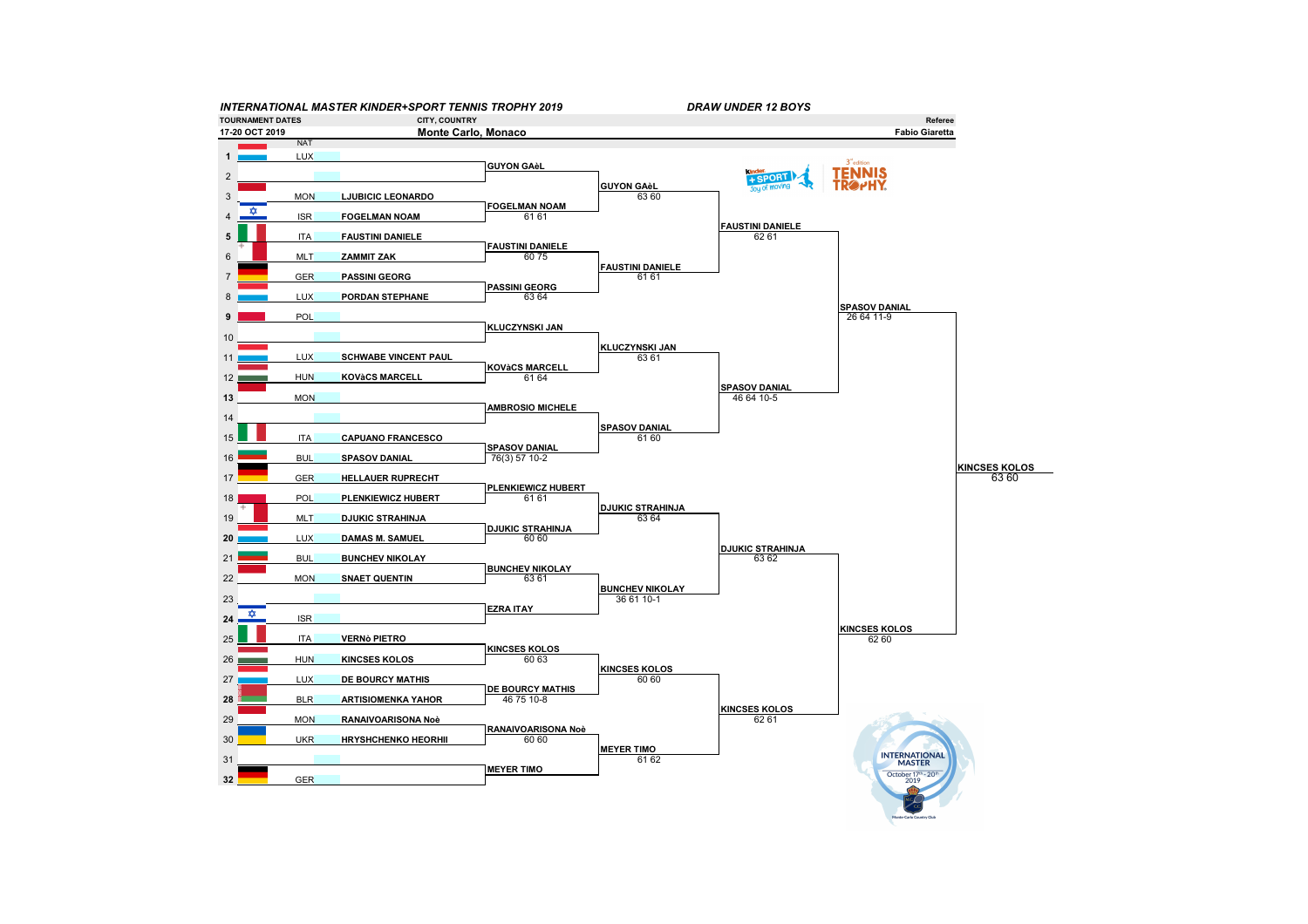## INTERNATIONAL MASTER KINDER+SPORT TENNIS TROPHY 2019

**DRAW UNDER 12 BOYS**

| TOURNAMENT DATES | CITY, COUNTRY | Referee |
|---|---|---|
| 17-20 OCT 2019 | Monte Carlo, Monaco | Fabio Giaretta |

### First Round

| # | NAT | Player |
|---|---|---|
| 1 | LUX | |
| 2 | | |
| 3 | MON | LJUBICIC LEONARDO |
| 4 | ISR | FOGELMAN NOAM |
| 5 | ITA | FAUSTINI DANIELE |
| 6 | MLT | ZAMMIT ZAK |
| 7 | GER | PASSINI GEORG |
| 8 | LUX | PORDAN STEPHANE |
| 9 | POL | |
| 10 | | |
| 11 | LUX | SCHWABE VINCENT PAUL |
| 12 | HUN | KOVàCS MARCELL |
| 13 | MON | |
| 14 | | |
| 15 | ITA | CAPUANO FRANCESCO |
| 16 | BUL | SPASOV DANIAL |
| 17 | GER | HELLAUER RUPRECHT |
| 18 | POL | PLENKIEWICZ HUBERT |
| 19 | MLT | DJUKIC STRAHINJA |
| 20 | LUX | DAMAS M. SAMUEL |
| 21 | BUL | BUNCHEV NIKOLAY |
| 22 | MON | SNAET QUENTIN |
| 23 | | |
| 24 | ISR | |
| 25 | ITA | VERNò PIETRO |
| 26 | HUN | KINCSES KOLOS |
| 27 | LUX | DE BOURCY MATHIS |
| 28 | BLR | ARTISIOMENKA YAHOR |
| 29 | MON | RANAIVOARISONA Noè |
| 30 | UKR | HRYSHCHENKO HEORHII |
| 31 | | |
| 32 | GER | |

### Second Round

| Winner | Score |
|---|---|
| GUYON GAèL | |
| FOGELMAN NOAM | 61 61 |
| FAUSTINI DANIELE | 60 75 |
| PASSINI GEORG | 63 64 |
| KLUCZYNSKI JAN | |
| KOVàCS MARCELL | 61 64 |
| AMBROSIO MICHELE | |
| SPASOV DANIAL | 76(3) 57 10-2 |
| PLENKIEWICZ HUBERT | 61 61 |
| DJUKIC STRAHINJA | 60 60 |
| BUNCHEV NIKOLAY | 63 61 |
| EZRA ITAY | |
| KINCSES KOLOS | 60 63 |
| DE BOURCY MATHIS | 46 75 10-8 |
| RANAIVOARISONA Noè | 60 60 |
| MEYER TIMO | |

### Quarterfinals

| Winner | Score |
|---|---|
| GUYON GAèL | 63 60 |
| FAUSTINI DANIELE | 61 61 |
| KLUCZYNSKI JAN | 63 61 |
| SPASOV DANIAL | 61 60 |
| DJUKIC STRAHINJA | 63 64 |
| BUNCHEV NIKOLAY | 36 61 10-1 |
| KINCSES KOLOS | 60 60 |
| MEYER TIMO | 61 62 |

### Semifinals

| Winner | Score |
|---|---|
| FAUSTINI DANIELE | 62 61 |
| SPASOV DANIAL | 46 64 10-5 |
| DJUKIC STRAHINJA | 63 62 |
| KINCSES KOLOS | 62 61 |

### Final

| Winner | Score |
|---|---|
| SPASOV DANIAL | 26 64 11-9 |
| KINCSES KOLOS | 62 60 |

### Winner

| Winner | Score |
|---|---|
| KINCSES KOLOS | 63 60 |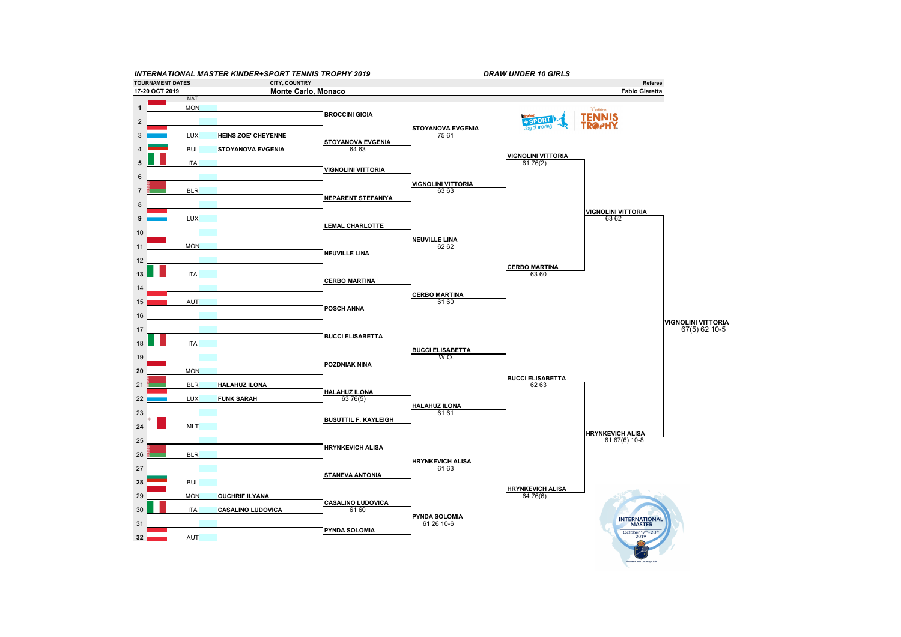## *INTERNATIONAL MASTER KINDER+SPORT TENNIS TROPHY 2019*

## *DRAW UNDER 10 GIRLS*

| TOURNAMENT DATES | CITY, COUNTRY | Referee |
|---|---|---|
| 17-20 OCT 2019 | Monte Carlo, Monaco | Fabio Giaretta |

| # | NAT | Player | Round 1 | Round 2 | Quarterfinals | Semifinals | Final |
|---|---|---|---|---|---|---|---|
| 1 | MON | | BROCCINI GIOIA | | | | |
| 2 | | | | STOYANOVA EVGENIA 75 61 | | | |
| 3 | LUX | HEINS ZOE' CHEYENNE | STOYANOVA EVGENIA 64 63 | | | | |
| 4 | BUL | STOYANOVA EVGENIA | | | VIGNOLINI VITTORIA 61 76(2) | | |
| 5 | ITA | | VIGNOLINI VITTORIA | | | | |
| 6 | | | | VIGNOLINI VITTORIA 63 63 | | | |
| 7 | BLR | | NEPARENT STEFANIYA | | | | |
| 8 | | | | | | VIGNOLINI VITTORIA 63 62 | |
| 9 | LUX | | LEMAL CHARLOTTE | | | | |
| 10 | | | | NEUVILLE LINA 62 62 | | | |
| 11 | MON | | NEUVILLE LINA | | | | |
| 12 | | | | | CERBO MARTINA 63 60 | | |
| 13 | ITA | | CERBO MARTINA | | | | |
| 14 | | | | CERBO MARTINA 61 60 | | | |
| 15 | AUT | | POSCH ANNA | | | | |
| 16 | | | | | | | VIGNOLINI VITTORIA 67(5) 62 10-5 |
| 17 | | | BUCCI ELISABETTA | | | | |
| 18 | ITA | | | BUCCI ELISABETTA W.O. | | | |
| 19 | | | POZDNIAK NINA | | | | |
| 20 | MON | | | | BUCCI ELISABETTA 62 63 | | |
| 21 | BLR | HALAHUZ ILONA | HALAHUZ ILONA 63 76(5) | | | | |
| 22 | LUX | FUNK SARAH | | HALAHUZ ILONA 61 61 | | | |
| 23 | | | BUSUTTIL F. KAYLEIGH | | | | |
| 24 | MLT | | | | | HRYNKEVICH ALISA 61 67(6) 10-8 | |
| 25 | | | HRYNKEVICH ALISA | | | | |
| 26 | BLR | | | HRYNKEVICH ALISA 61 63 | | | |
| 27 | | | STANEVA ANTONIA | | | | |
| 28 | BUL | | | | HRYNKEVICH ALISA 64 76(6) | | |
| 29 | MON | OUCHRIF ILYANA | CASALINO LUDOVICA 61 60 | | | | |
| 30 | ITA | CASALINO LUDOVICA | | PYNDA SOLOMIA 61 26 10-6 | | | |
| 31 | | | PYNDA SOLOMIA | | | | |
| 32 | AUT | | | | | | |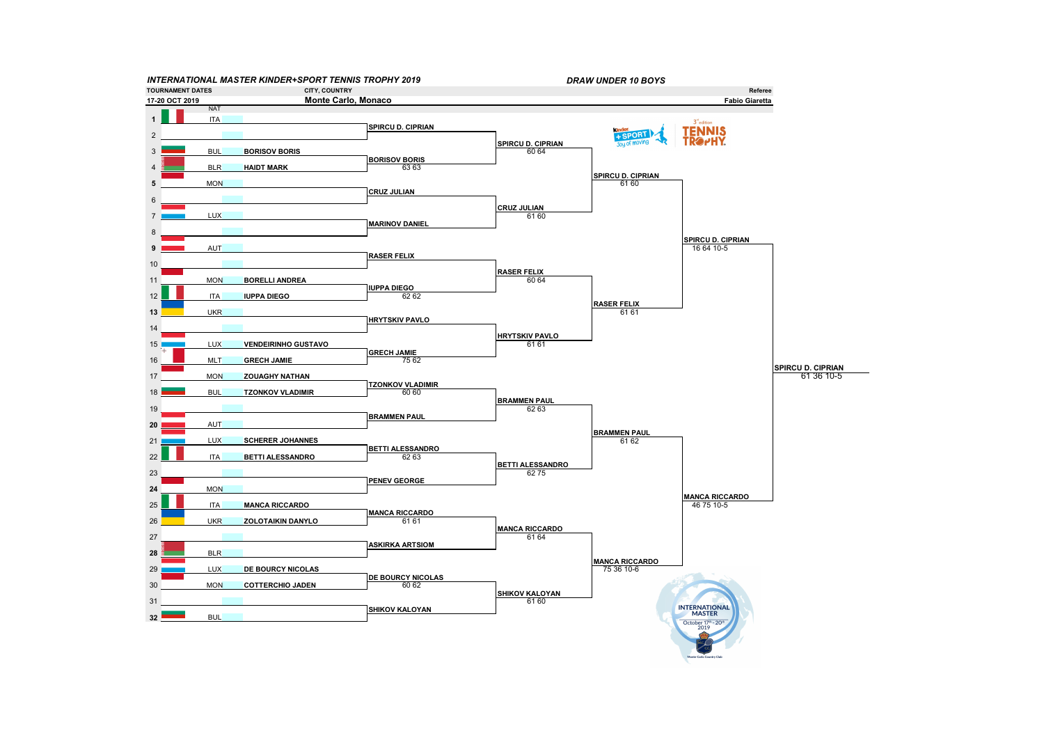***INTERNATIONAL MASTER KINDER+SPORT TENNIS TROPHY 2019***

***DRAW UNDER 10 BOYS***

| TOURNAMENT DATES | CITY, COUNTRY | Referee |
|---|---|---|
| 17-20 OCT 2019 | Monte Carlo, Monaco | Fabio Giaretta |

| # | NAT | Player | Round 1 | Round 2 | Quarterfinal | Semifinal | Final |
|---|---|---|---|---|---|---|---|
| 1 | ITA | | SPIRCU D. CIPRIAN | SPIRCU D. CIPRIAN 60 64 | SPIRCU D. CIPRIAN 61 60 | SPIRCU D. CIPRIAN 16 64 10-5 | SPIRCU D. CIPRIAN 61 36 10-5 |
| 2 | | | | | | | |
| 3 | BUL | BORISOV BORIS | BORISOV BORIS 63 63 | | | | |
| 4 | BLR | HAIDT MARK | | | | | |
| 5 | MON | | CRUZ JULIAN | CRUZ JULIAN 61 60 | | | |
| 6 | | | | | | | |
| 7 | LUX | | MARINOV DANIEL | | | | |
| 8 | | | | | | | |
| 9 | AUT | | RASER FELIX | RASER FELIX 60 64 | RASER FELIX 61 61 | | |
| 10 | | | | | | | |
| 11 | MON | BORELLI ANDREA | IUPPA DIEGO 62 62 | | | | |
| 12 | ITA | IUPPA DIEGO | | | | | |
| 13 | UKR | | HRYTSKIV PAVLO | HRYTSKIV PAVLO 61 61 | | | |
| 14 | | | | | | | |
| 15 | LUX | VENDEIRINHO GUSTAVO | GRECH JAMIE 75 62 | | | | |
| 16 | MLT | GRECH JAMIE | | | | | |
| 17 | MON | ZOUAGHY NATHAN | TZONKOV VLADIMIR 60 60 | BRAMMEN PAUL 62 63 | BRAMMEN PAUL 61 62 | MANCA RICCARDO 46 75 10-5 | |
| 18 | BUL | TZONKOV VLADIMIR | | | | | |
| 19 | | | BRAMMEN PAUL | | | | |
| 20 | AUT | | | | | | |
| 21 | LUX | SCHERER JOHANNES | BETTI ALESSANDRO 62 63 | BETTI ALESSANDRO 62 75 | | | |
| 22 | ITA | BETTI ALESSANDRO | | | | | |
| 23 | | | PENEV GEORGE | | | | |
| 24 | MON | | | | | | |
| 25 | ITA | MANCA RICCARDO | MANCA RICCARDO 61 61 | MANCA RICCARDO 61 64 | MANCA RICCARDO 75 36 10-6 | | |
| 26 | UKR | ZOLOTAIKIN DANYLO | | | | | |
| 27 | | | ASKIRKA ARTSIOM | | | | |
| 28 | BLR | | | | | | |
| 29 | LUX | DE BOURCY NICOLAS | DE BOURCY NICOLAS 60 62 | SHIKOV KALOYAN 61 60 | | | |
| 30 | MON | COTTERCHIO JADEN | | | | | |
| 31 | | | SHIKOV KALOYAN | | | | |
| 32 | BUL | | | | | | |